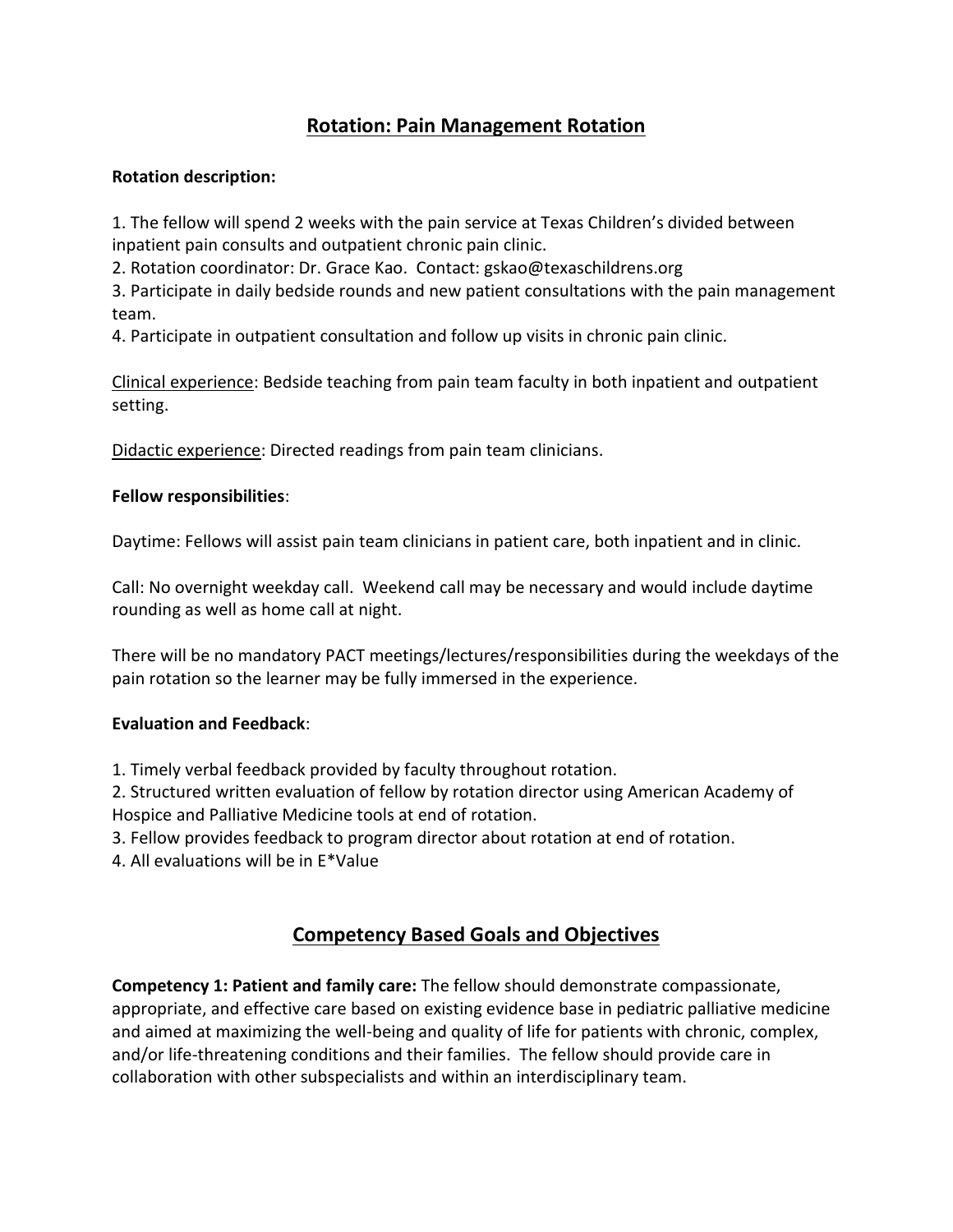# Rotation: Pain Management Rotation

**Rotation description:**

1. The fellow will spend 2 weeks with the pain service at Texas Children's divided between inpatient pain consults and outpatient chronic pain clinic.
2. Rotation coordinator: Dr. Grace Kao. Contact: gskao@texaschildrens.org
3. Participate in daily bedside rounds and new patient consultations with the pain management team.
4. Participate in outpatient consultation and follow up visits in chronic pain clinic.

Clinical experience: Bedside teaching from pain team faculty in both inpatient and outpatient setting.

Didactic experience: Directed readings from pain team clinicians.

**Fellow responsibilities**:

Daytime: Fellows will assist pain team clinicians in patient care, both inpatient and in clinic.

Call: No overnight weekday call. Weekend call may be necessary and would include daytime rounding as well as home call at night.

There will be no mandatory PACT meetings/lectures/responsibilities during the weekdays of the pain rotation so the learner may be fully immersed in the experience.

**Evaluation and Feedback**:

1. Timely verbal feedback provided by faculty throughout rotation.
2. Structured written evaluation of fellow by rotation director using American Academy of Hospice and Palliative Medicine tools at end of rotation.
3. Fellow provides feedback to program director about rotation at end of rotation.
4. All evaluations will be in E*Value

## Competency Based Goals and Objectives

**Competency 1: Patient and family care:** The fellow should demonstrate compassionate, appropriate, and effective care based on existing evidence base in pediatric palliative medicine and aimed at maximizing the well-being and quality of life for patients with chronic, complex, and/or life-threatening conditions and their families. The fellow should provide care in collaboration with other subspecialists and within an interdisciplinary team.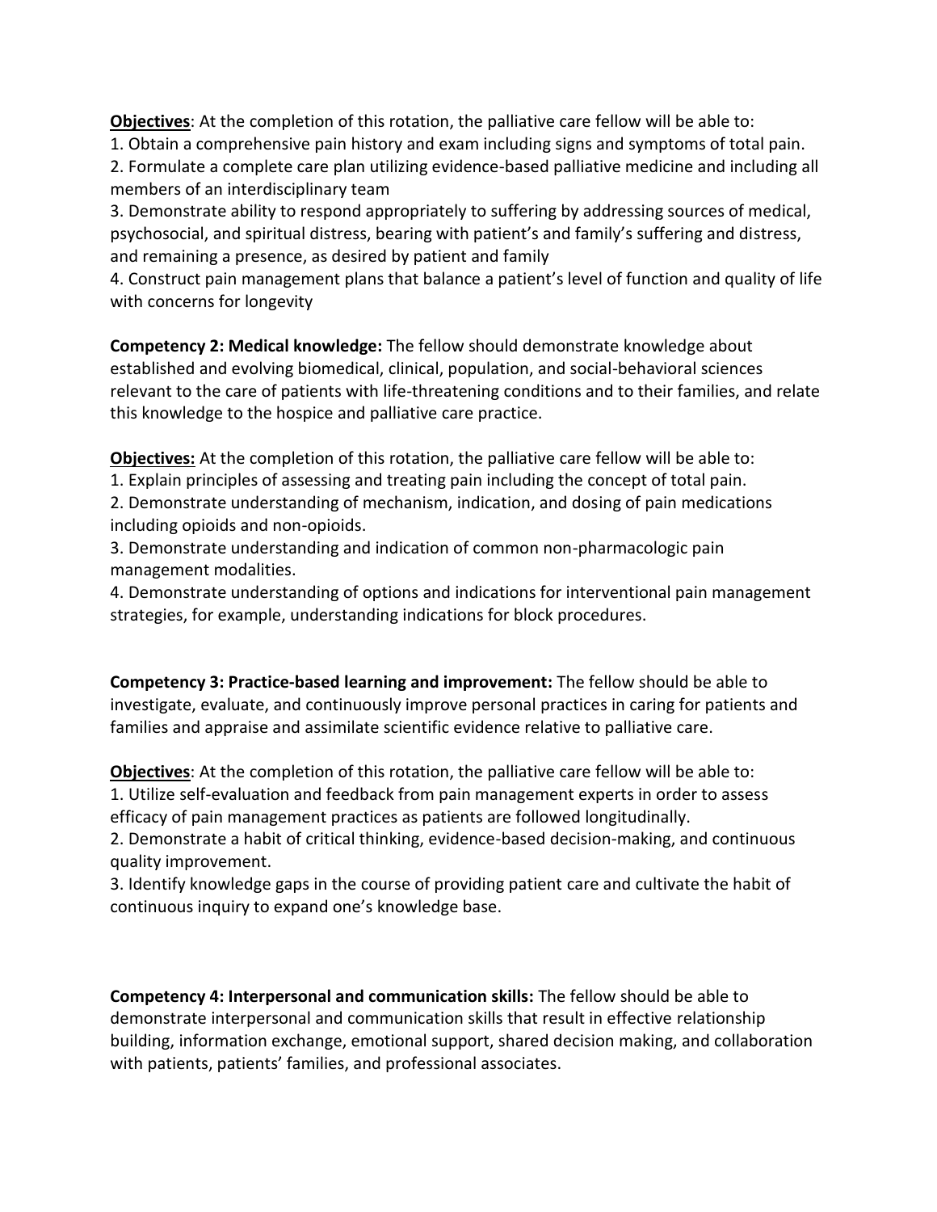**Objectives**: At the completion of this rotation, the palliative care fellow will be able to:

1. Obtain a comprehensive pain history and exam including signs and symptoms of total pain.
2. Formulate a complete care plan utilizing evidence-based palliative medicine and including all members of an interdisciplinary team
3. Demonstrate ability to respond appropriately to suffering by addressing sources of medical, psychosocial, and spiritual distress, bearing with patient's and family's suffering and distress, and remaining a presence, as desired by patient and family
4. Construct pain management plans that balance a patient's level of function and quality of life with concerns for longevity

**Competency 2: Medical knowledge:** The fellow should demonstrate knowledge about established and evolving biomedical, clinical, population, and social-behavioral sciences relevant to the care of patients with life-threatening conditions and to their families, and relate this knowledge to the hospice and palliative care practice.

**Objectives:** At the completion of this rotation, the palliative care fellow will be able to:

1. Explain principles of assessing and treating pain including the concept of total pain.
2. Demonstrate understanding of mechanism, indication, and dosing of pain medications including opioids and non-opioids.
3. Demonstrate understanding and indication of common non-pharmacologic pain management modalities.
4. Demonstrate understanding of options and indications for interventional pain management strategies, for example, understanding indications for block procedures.

**Competency 3: Practice-based learning and improvement:** The fellow should be able to investigate, evaluate, and continuously improve personal practices in caring for patients and families and appraise and assimilate scientific evidence relative to palliative care.

**Objectives**: At the completion of this rotation, the palliative care fellow will be able to:

1. Utilize self-evaluation and feedback from pain management experts in order to assess efficacy of pain management practices as patients are followed longitudinally.
2. Demonstrate a habit of critical thinking, evidence-based decision-making, and continuous quality improvement.
3. Identify knowledge gaps in the course of providing patient care and cultivate the habit of continuous inquiry to expand one's knowledge base.

**Competency 4: Interpersonal and communication skills:** The fellow should be able to demonstrate interpersonal and communication skills that result in effective relationship building, information exchange, emotional support, shared decision making, and collaboration with patients, patients' families, and professional associates.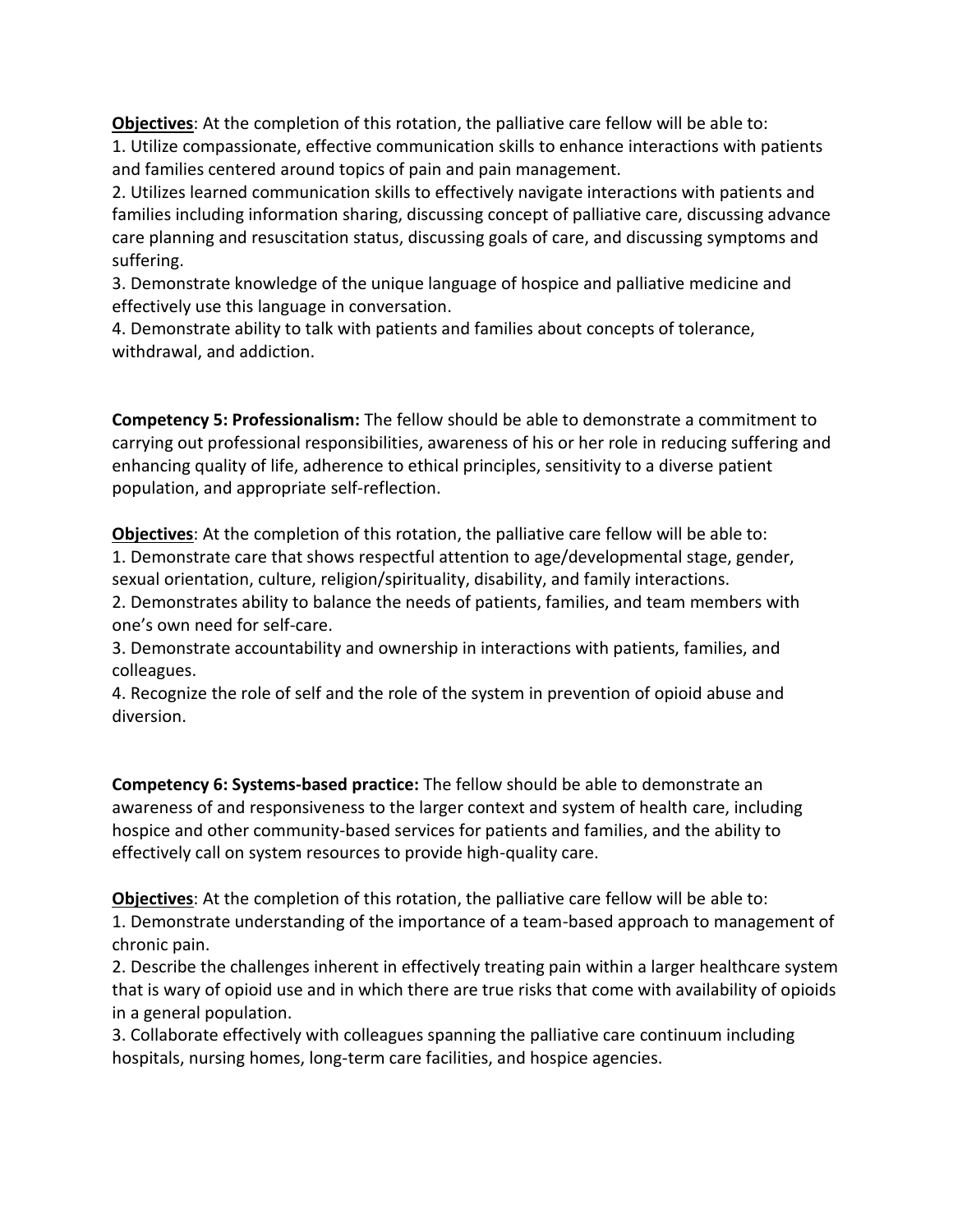<u>**Objectives**</u>: At the completion of this rotation, the palliative care fellow will be able to:

1. Utilize compassionate, effective communication skills to enhance interactions with patients and families centered around topics of pain and pain management.
2. Utilizes learned communication skills to effectively navigate interactions with patients and families including information sharing, discussing concept of palliative care, discussing advance care planning and resuscitation status, discussing goals of care, and discussing symptoms and suffering.
3. Demonstrate knowledge of the unique language of hospice and palliative medicine and effectively use this language in conversation.
4. Demonstrate ability to talk with patients and families about concepts of tolerance, withdrawal, and addiction.

**Competency 5: Professionalism:** The fellow should be able to demonstrate a commitment to carrying out professional responsibilities, awareness of his or her role in reducing suffering and enhancing quality of life, adherence to ethical principles, sensitivity to a diverse patient population, and appropriate self-reflection.

<u>**Objectives**</u>: At the completion of this rotation, the palliative care fellow will be able to:

1. Demonstrate care that shows respectful attention to age/developmental stage, gender, sexual orientation, culture, religion/spirituality, disability, and family interactions.
2. Demonstrates ability to balance the needs of patients, families, and team members with one's own need for self-care.
3. Demonstrate accountability and ownership in interactions with patients, families, and colleagues.
4. Recognize the role of self and the role of the system in prevention of opioid abuse and diversion.

**Competency 6: Systems-based practice:** The fellow should be able to demonstrate an awareness of and responsiveness to the larger context and system of health care, including hospice and other community-based services for patients and families, and the ability to effectively call on system resources to provide high-quality care.

<u>**Objectives**</u>: At the completion of this rotation, the palliative care fellow will be able to:

1. Demonstrate understanding of the importance of a team-based approach to management of chronic pain.
2. Describe the challenges inherent in effectively treating pain within a larger healthcare system that is wary of opioid use and in which there are true risks that come with availability of opioids in a general population.
3. Collaborate effectively with colleagues spanning the palliative care continuum including hospitals, nursing homes, long-term care facilities, and hospice agencies.